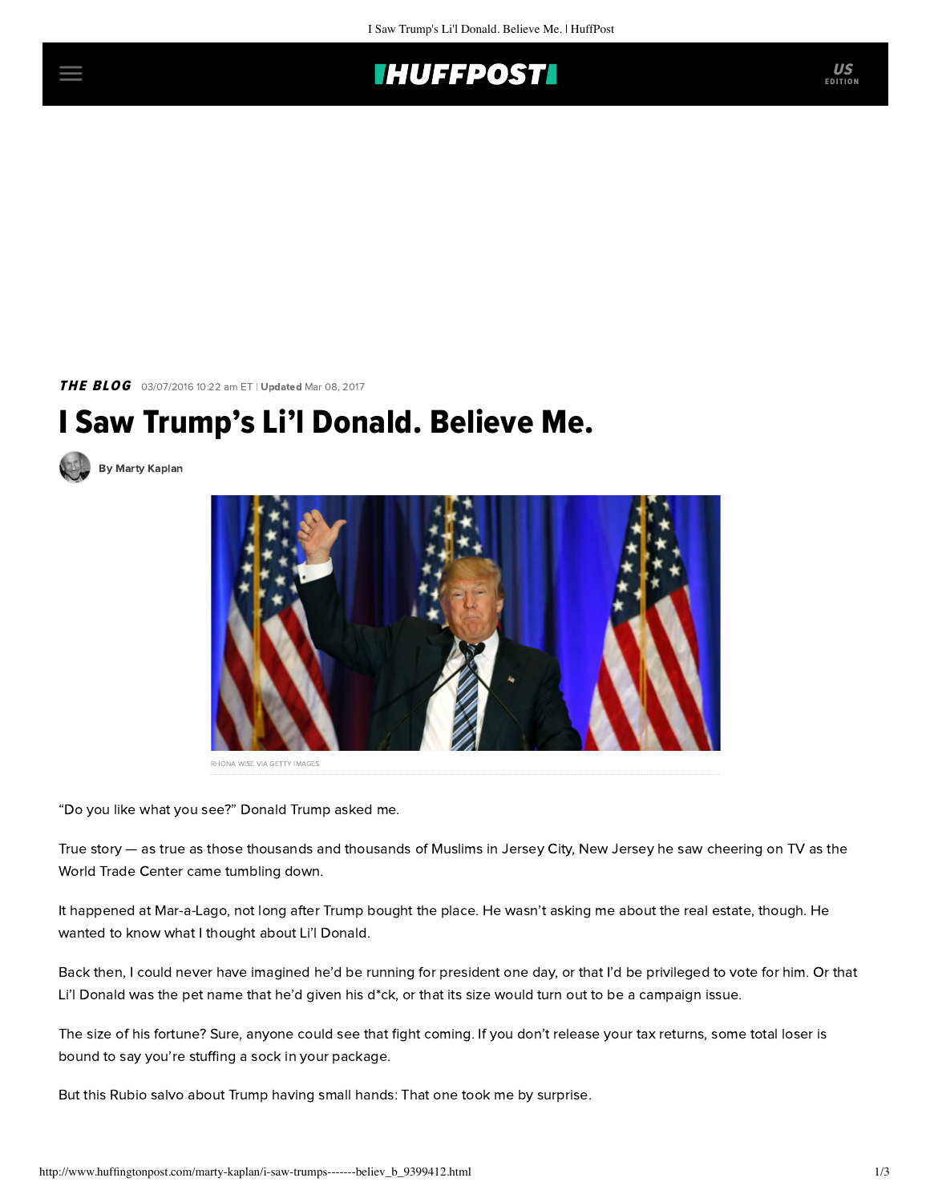**THE BLOG** 03/07/2016 10:22 am ET | **Updated** Mar 08, 2017

# I Saw Trump's Li'l Donald. Believe Me.

By Marty Kaplan

RHONA WISE VIA GETTY IMAGES

"Do you like what you see?" Donald Trump asked me.

True story — as true as those thousands and thousands of Muslims in Jersey City, New Jersey he saw cheering on TV as the World Trade Center came tumbling down.

It happened at Mar-a-Lago, not long after Trump bought the place. He wasn't asking me about the real estate, though. He wanted to know what I thought about Li'l Donald.

Back then, I could never have imagined he'd be running for president one day, or that I'd be privileged to vote for him. Or that Li'l Donald was the pet name that he'd given his d*ck, or that its size would turn out to be a campaign issue.

The size of his fortune? Sure, anyone could see that fight coming. If you don't release your tax returns, some total loser is bound to say you're stuffing a sock in your package.

But this Rubio salvo about Trump having small hands: That one took me by surprise.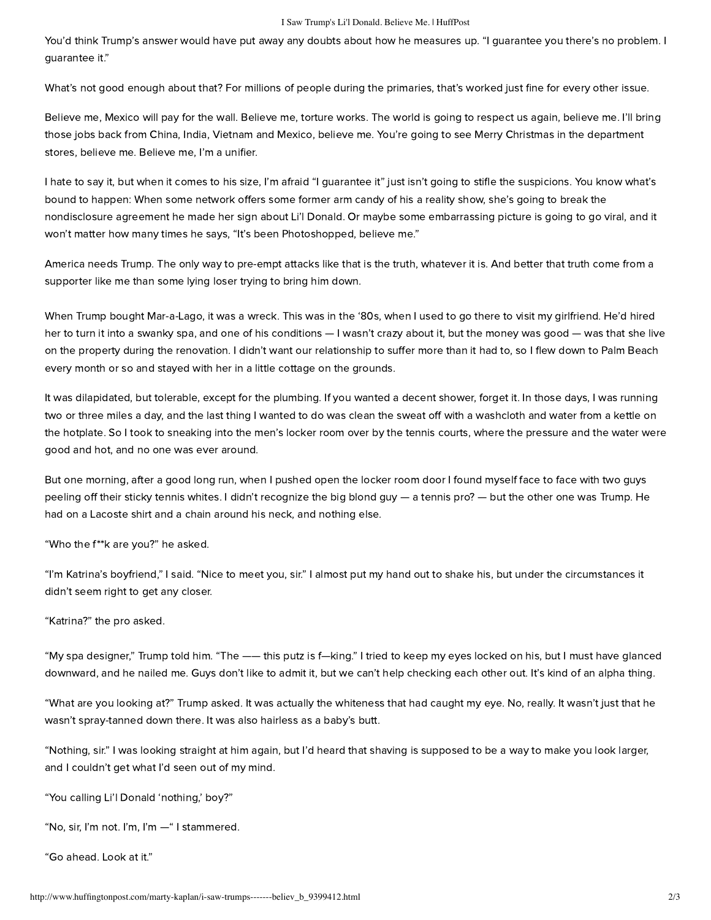You'd think Trump's answer would have put away any doubts about how he measures up. "I guarantee you there's no problem. I guarantee it."

What's not good enough about that? For millions of people during the primaries, that's worked just fine for every other issue.

Believe me, Mexico will pay for the wall. Believe me, torture works. The world is going to respect us again, believe me. I'll bring those jobs back from China, India, Vietnam and Mexico, believe me. You're going to see Merry Christmas in the department stores, believe me. Believe me, I'm a unifier.

I hate to say it, but when it comes to his size, I'm afraid "I guarantee it" just isn't going to stifle the suspicions. You know what's bound to happen: When some network offers some former arm candy of his a reality show, she's going to break the nondisclosure agreement he made her sign about Li'l Donald. Or maybe some embarrassing picture is going to go viral, and it won't matter how many times he says, "It's been Photoshopped, believe me."

America needs Trump. The only way to pre-empt attacks like that is the truth, whatever it is. And better that truth come from a supporter like me than some lying loser trying to bring him down.

When Trump bought Mar-a-Lago, it was a wreck. This was in the '80s, when I used to go there to visit my girlfriend. He'd hired her to turn it into a swanky spa, and one of his conditions — I wasn't crazy about it, but the money was good — was that she live on the property during the renovation. I didn't want our relationship to suffer more than it had to, so I flew down to Palm Beach every month or so and stayed with her in a little cottage on the grounds.

It was dilapidated, but tolerable, except for the plumbing. If you wanted a decent shower, forget it. In those days, I was running two or three miles a day, and the last thing I wanted to do was clean the sweat off with a washcloth and water from a kettle on the hotplate. So I took to sneaking into the men's locker room over by the tennis courts, where the pressure and the water were good and hot, and no one was ever around.

But one morning, after a good long run, when I pushed open the locker room door I found myself face to face with two guys peeling off their sticky tennis whites. I didn't recognize the big blond guy — a tennis pro? — but the other one was Trump. He had on a Lacoste shirt and a chain around his neck, and nothing else.

"Who the f**k are you?" he asked.

"I'm Katrina's boyfriend," I said. "Nice to meet you, sir." I almost put my hand out to shake his, but under the circumstances it didn't seem right to get any closer.

"Katrina?" the pro asked.

"My spa designer," Trump told him. "The —— this putz is f—king." I tried to keep my eyes locked on his, but I must have glanced downward, and he nailed me. Guys don't like to admit it, but we can't help checking each other out. It's kind of an alpha thing.

"What are you looking at?" Trump asked. It was actually the whiteness that had caught my eye. No, really. It wasn't just that he wasn't spray-tanned down there. It was also hairless as a baby's butt.

"Nothing, sir." I was looking straight at him again, but I'd heard that shaving is supposed to be a way to make you look larger, and I couldn't get what I'd seen out of my mind.

"You calling Li'l Donald 'nothing,' boy?"

"No, sir, I'm not. I'm, I'm —" I stammered.

"Go ahead. Look at it."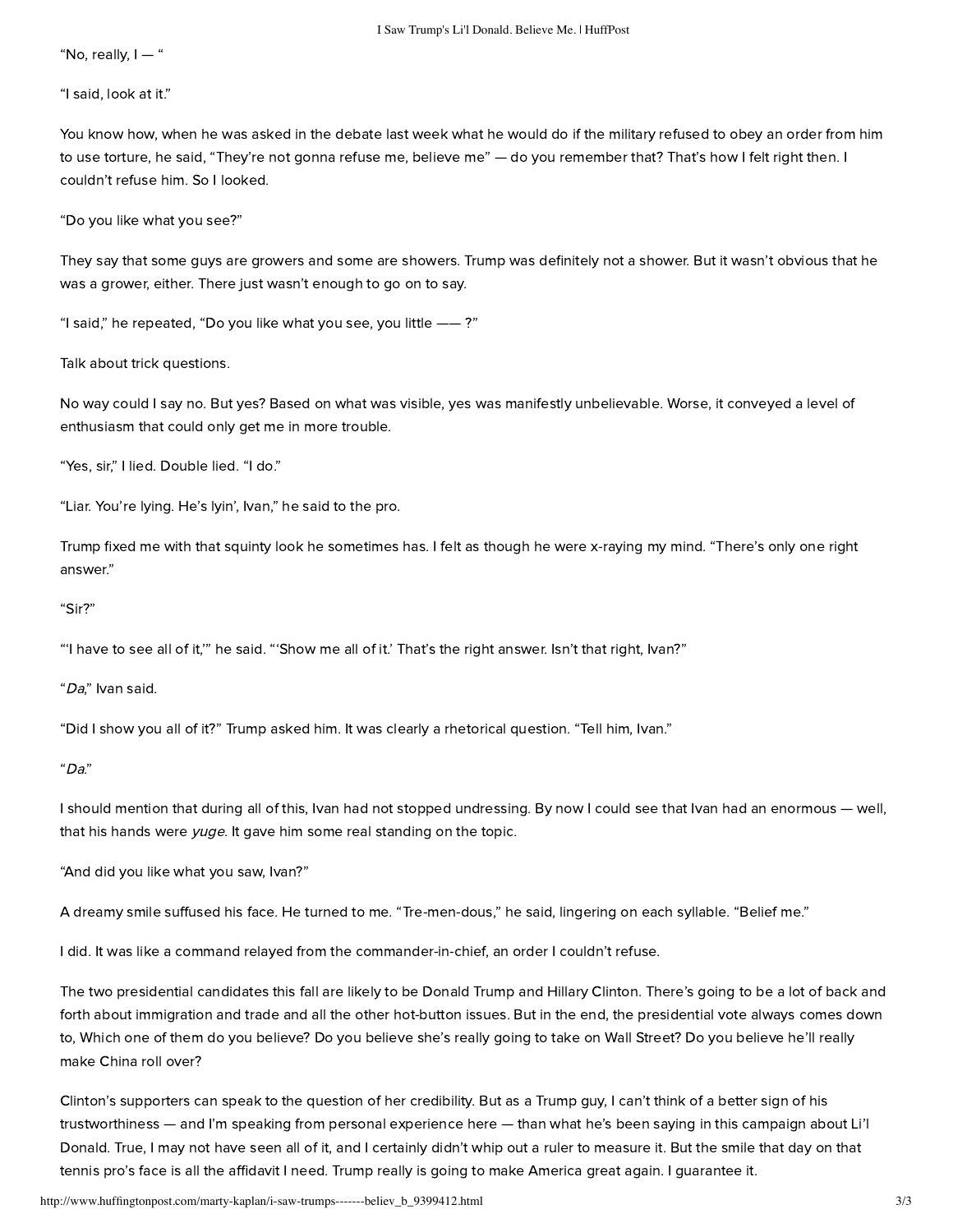"No, really, I — "

"I said, look at it."

You know how, when he was asked in the debate last week what he would do if the military refused to obey an order from him to use torture, he said, "They're not gonna refuse me, believe me" — do you remember that? That's how I felt right then. I couldn't refuse him. So I looked.

"Do you like what you see?"

They say that some guys are growers and some are showers. Trump was definitely not a shower. But it wasn't obvious that he was a grower, either. There just wasn't enough to go on to say.

"I said," he repeated, "Do you like what you see, you little —— ?"

Talk about trick questions.

No way could I say no. But yes? Based on what was visible, yes was manifestly unbelievable. Worse, it conveyed a level of enthusiasm that could only get me in more trouble.

"Yes, sir," I lied. Double lied. "I do."

"Liar. You're lying. He's lyin', Ivan," he said to the pro.

Trump fixed me with that squinty look he sometimes has. I felt as though he were x-raying my mind. "There's only one right answer."

"Sir?"

"'I have to see all of it,'" he said. "'Show me all of it.' That's the right answer. Isn't that right, Ivan?"

"*Da*," Ivan said.

"Did I show you all of it?" Trump asked him. It was clearly a rhetorical question. "Tell him, Ivan."

"*Da*."

I should mention that during all of this, Ivan had not stopped undressing. By now I could see that Ivan had an enormous — well, that his hands were *yuge*. It gave him some real standing on the topic.

"And did you like what you saw, Ivan?"

A dreamy smile suffused his face. He turned to me. "Tre-men-dous," he said, lingering on each syllable. "Belief me."

I did. It was like a command relayed from the commander-in-chief, an order I couldn't refuse.

The two presidential candidates this fall are likely to be Donald Trump and Hillary Clinton. There's going to be a lot of back and forth about immigration and trade and all the other hot-button issues. But in the end, the presidential vote always comes down to, Which one of them do you believe? Do you believe she's really going to take on Wall Street? Do you believe he'll really make China roll over?

Clinton's supporters can speak to the question of her credibility. But as a Trump guy, I can't think of a better sign of his trustworthiness — and I'm speaking from personal experience here — than what he's been saying in this campaign about Li'l Donald. True, I may not have seen all of it, and I certainly didn't whip out a ruler to measure it. But the smile that day on that tennis pro's face is all the affidavit I need. Trump really is going to make America great again. I guarantee it.